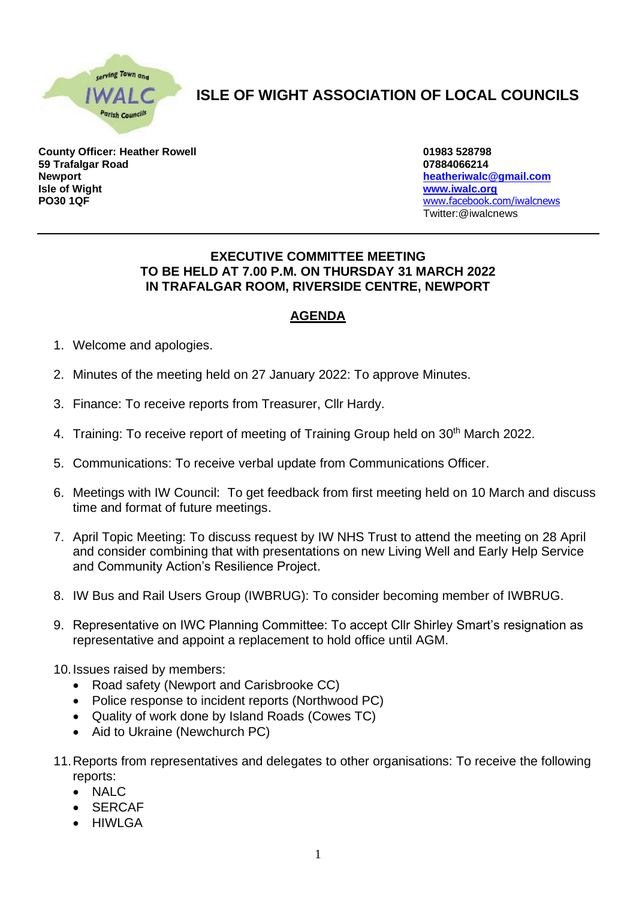# ISLE OF WIGHT ASSOCIATION OF LOCAL COUNCILS

**County Officer: Heather Rowell**
**59 Trafalgar Road**
**Newport**
**Isle of Wight**
**PO30 1QF**

**01983 528798**
**07884066214**
**heatheriwalc@gmail.com**
**www.iwalc.org**
www.facebook.com/iwalcnews
Twitter:@iwalcnews

---

**EXECUTIVE COMMITTEE MEETING**
**TO BE HELD AT 7.00 P.M. ON THURSDAY 31 MARCH 2022**
**IN TRAFALGAR ROOM, RIVERSIDE CENTRE, NEWPORT**

## AGENDA

1. Welcome and apologies.

2. Minutes of the meeting held on 27 January 2022: To approve Minutes.

3. Finance: To receive reports from Treasurer, Cllr Hardy.

4. Training: To receive report of meeting of Training Group held on 30th March 2022.

5. Communications: To receive verbal update from Communications Officer.

6. Meetings with IW Council: To get feedback from first meeting held on 10 March and discuss time and format of future meetings.

7. April Topic Meeting: To discuss request by IW NHS Trust to attend the meeting on 28 April and consider combining that with presentations on new Living Well and Early Help Service and Community Action's Resilience Project.

8. IW Bus and Rail Users Group (IWBRUG): To consider becoming member of IWBRUG.

9. Representative on IWC Planning Committee: To accept Cllr Shirley Smart's resignation as representative and appoint a replacement to hold office until AGM.

10. Issues raised by members:
    - Road safety (Newport and Carisbrooke CC)
    - Police response to incident reports (Northwood PC)
    - Quality of work done by Island Roads (Cowes TC)
    - Aid to Ukraine (Newchurch PC)

11. Reports from representatives and delegates to other organisations: To receive the following reports:
    - NALC
    - SERCAF
    - HIWLGA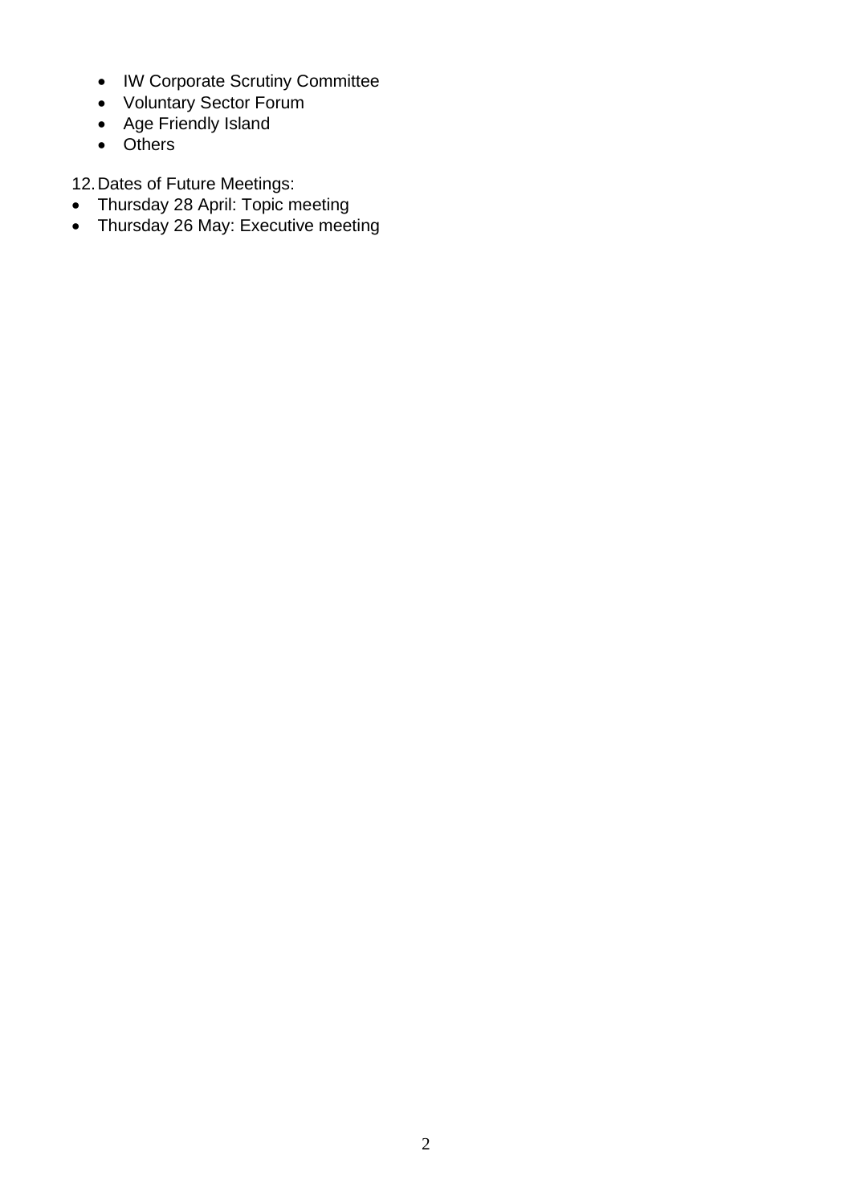- IW Corporate Scrutiny Committee
- Voluntary Sector Forum
- Age Friendly Island
- Others

12. Dates of Future Meetings:

- Thursday 28 April: Topic meeting
- Thursday 26 May: Executive meeting